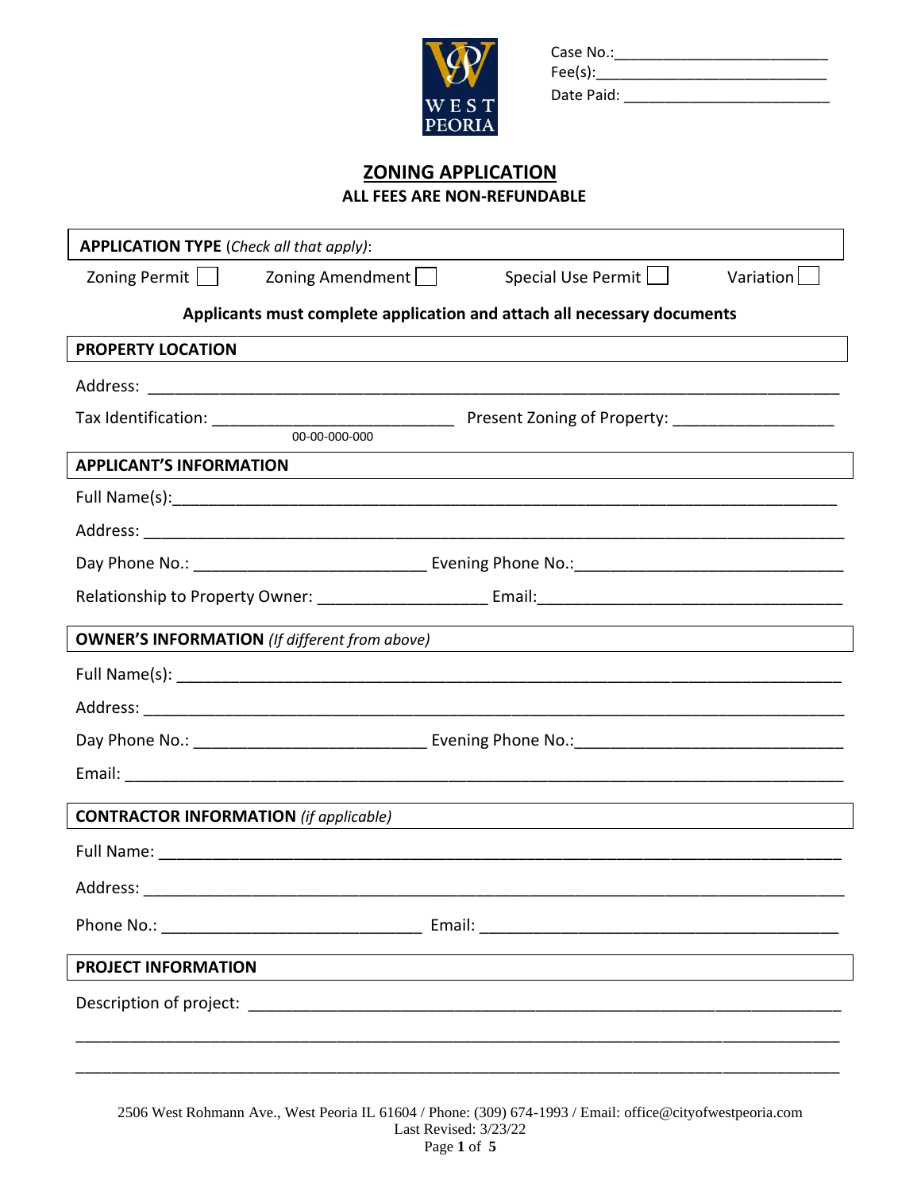Case No.:\_\_\_\_\_\_\_\_\_\_\_\_\_\_\_\_\_\_\_\_\_\_\_\_\_
Fee(s):\_\_\_\_\_\_\_\_\_\_\_\_\_\_\_\_\_\_\_\_\_\_\_\_\_\_\_
Date Paid: \_\_\_\_\_\_\_\_\_\_\_\_\_\_\_\_\_\_\_\_\_\_\_\_

# ZONING APPLICATION

**ALL FEES ARE NON-REFUNDABLE**

**APPLICATION TYPE** (*Check all that apply*):

Zoning Permit ☐ Zoning Amendment ☐ Special Use Permit ☐ Variation ☐

**Applicants must complete application and attach all necessary documents**

## PROPERTY LOCATION

Address: \_\_\_\_\_\_\_\_\_\_\_\_\_\_\_\_\_\_\_\_\_\_\_\_\_\_\_\_\_\_\_\_\_\_\_\_\_\_\_\_\_\_\_\_\_\_\_\_\_\_\_\_\_\_\_\_\_\_\_\_\_\_\_\_\_\_\_\_\_\_

Tax Identification: \_\_\_\_\_\_\_\_\_\_\_\_\_\_\_\_\_\_\_\_\_\_\_\_\_\_\_ (00-00-000-000) Present Zoning of Property: \_\_\_\_\_\_\_\_\_\_\_\_\_\_\_\_\_\_

## APPLICANT'S INFORMATION

Full Name(s):\_\_\_\_\_\_\_\_\_\_\_\_\_\_\_\_\_\_\_\_\_\_\_\_\_\_\_\_\_\_\_\_\_\_\_\_\_\_\_\_\_\_\_\_\_\_\_\_\_\_\_\_\_\_\_\_\_\_\_\_\_\_\_\_\_\_\_

Address: \_\_\_\_\_\_\_\_\_\_\_\_\_\_\_\_\_\_\_\_\_\_\_\_\_\_\_\_\_\_\_\_\_\_\_\_\_\_\_\_\_\_\_\_\_\_\_\_\_\_\_\_\_\_\_\_\_\_\_\_\_\_\_\_\_\_\_\_\_\_

Day Phone No.: \_\_\_\_\_\_\_\_\_\_\_\_\_\_\_\_\_\_\_\_\_\_\_\_\_\_ Evening Phone No.:\_\_\_\_\_\_\_\_\_\_\_\_\_\_\_\_\_\_\_\_\_\_\_\_\_\_\_\_\_\_

Relationship to Property Owner: \_\_\_\_\_\_\_\_\_\_\_\_\_\_\_\_\_\_\_ Email:\_\_\_\_\_\_\_\_\_\_\_\_\_\_\_\_\_\_\_\_\_\_\_\_\_\_\_\_\_\_\_\_\_\_

## OWNER'S INFORMATION *(If different from above)*

Full Name(s): \_\_\_\_\_\_\_\_\_\_\_\_\_\_\_\_\_\_\_\_\_\_\_\_\_\_\_\_\_\_\_\_\_\_\_\_\_\_\_\_\_\_\_\_\_\_\_\_\_\_\_\_\_\_\_\_\_\_\_\_\_\_\_\_\_\_\_

Address: \_\_\_\_\_\_\_\_\_\_\_\_\_\_\_\_\_\_\_\_\_\_\_\_\_\_\_\_\_\_\_\_\_\_\_\_\_\_\_\_\_\_\_\_\_\_\_\_\_\_\_\_\_\_\_\_\_\_\_\_\_\_\_\_\_\_\_\_\_\_

Day Phone No.: \_\_\_\_\_\_\_\_\_\_\_\_\_\_\_\_\_\_\_\_\_\_\_\_\_\_ Evening Phone No.:\_\_\_\_\_\_\_\_\_\_\_\_\_\_\_\_\_\_\_\_\_\_\_\_\_\_\_\_\_\_

Email: \_\_\_\_\_\_\_\_\_\_\_\_\_\_\_\_\_\_\_\_\_\_\_\_\_\_\_\_\_\_\_\_\_\_\_\_\_\_\_\_\_\_\_\_\_\_\_\_\_\_\_\_\_\_\_\_\_\_\_\_\_\_\_\_\_\_\_\_\_\_\_\_

## CONTRACTOR INFORMATION *(if applicable)*

Full Name: \_\_\_\_\_\_\_\_\_\_\_\_\_\_\_\_\_\_\_\_\_\_\_\_\_\_\_\_\_\_\_\_\_\_\_\_\_\_\_\_\_\_\_\_\_\_\_\_\_\_\_\_\_\_\_\_\_\_\_\_\_\_\_\_\_\_\_\_\_

Address: \_\_\_\_\_\_\_\_\_\_\_\_\_\_\_\_\_\_\_\_\_\_\_\_\_\_\_\_\_\_\_\_\_\_\_\_\_\_\_\_\_\_\_\_\_\_\_\_\_\_\_\_\_\_\_\_\_\_\_\_\_\_\_\_\_\_\_\_\_\_

Phone No.: \_\_\_\_\_\_\_\_\_\_\_\_\_\_\_\_\_\_\_\_\_\_\_\_\_\_\_\_\_ Email: \_\_\_\_\_\_\_\_\_\_\_\_\_\_\_\_\_\_\_\_\_\_\_\_\_\_\_\_\_\_\_\_\_\_\_\_\_\_\_\_

## PROJECT INFORMATION

Description of project: \_\_\_\_\_\_\_\_\_\_\_\_\_\_\_\_\_\_\_\_\_\_\_\_\_\_\_\_\_\_\_\_\_\_\_\_\_\_\_\_\_\_\_\_\_\_\_\_\_\_\_\_\_\_\_\_\_\_\_\_\_

\_\_\_\_\_\_\_\_\_\_\_\_\_\_\_\_\_\_\_\_\_\_\_\_\_\_\_\_\_\_\_\_\_\_\_\_\_\_\_\_\_\_\_\_\_\_\_\_\_\_\_\_\_\_\_\_\_\_\_\_\_\_\_\_\_\_\_\_\_\_\_\_\_\_\_\_\_\_\_

\_\_\_\_\_\_\_\_\_\_\_\_\_\_\_\_\_\_\_\_\_\_\_\_\_\_\_\_\_\_\_\_\_\_\_\_\_\_\_\_\_\_\_\_\_\_\_\_\_\_\_\_\_\_\_\_\_\_\_\_\_\_\_\_\_\_\_\_\_\_\_\_\_\_\_\_\_\_\_

2506 West Rohmann Ave., West Peoria IL 61604 / Phone: (309) 674-1993 / Email: office@cityofwestpeoria.com
Last Revised: 3/23/22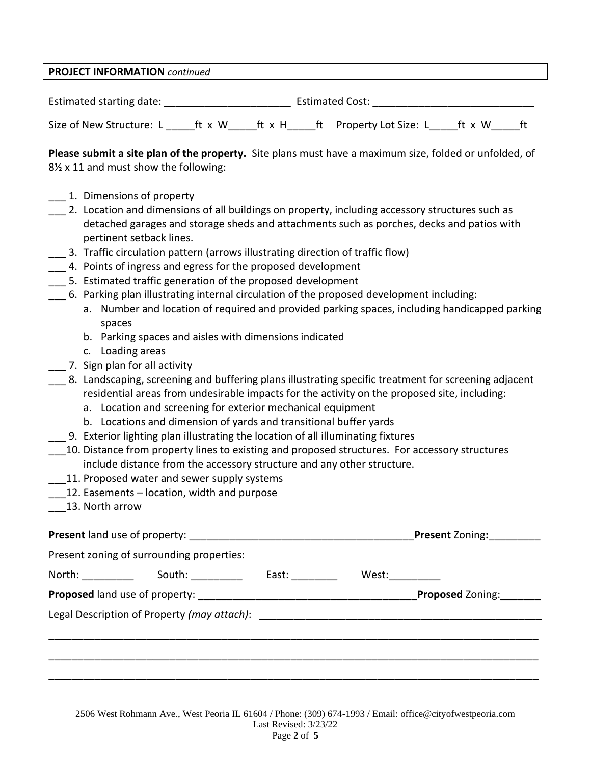**PROJECT INFORMATION** *continued*

Estimated starting date: ______________________ Estimated Cost: ____________________________

Size of New Structure: L _____ft x W_____ft x H_____ft Property Lot Size: L_____ft x W_____ft

**Please submit a site plan of the property.** Site plans must have a maximum size, folded or unfolded, of 8½ x 11 and must show the following:

___ 1. Dimensions of property

___ 2. Location and dimensions of all buildings on property, including accessory structures such as detached garages and storage sheds and attachments such as porches, decks and patios with pertinent setback lines.

___ 3. Traffic circulation pattern (arrows illustrating direction of traffic flow)

___ 4. Points of ingress and egress for the proposed development

___ 5. Estimated traffic generation of the proposed development

___ 6. Parking plan illustrating internal circulation of the proposed development including:

  a. Number and location of required and provided parking spaces, including handicapped parking spaces
  b. Parking spaces and aisles with dimensions indicated
  c. Loading areas

___ 7. Sign plan for all activity

___ 8. Landscaping, screening and buffering plans illustrating specific treatment for screening adjacent residential areas from undesirable impacts for the activity on the proposed site, including:

  a. Location and screening for exterior mechanical equipment
  b. Locations and dimension of yards and transitional buffer yards

___ 9. Exterior lighting plan illustrating the location of all illuminating fixtures

___10. Distance from property lines to existing and proposed structures. For accessory structures include distance from the accessory structure and any other structure.

___11. Proposed water and sewer supply systems

___12. Easements – location, width and purpose

___13. North arrow

**Present** land use of property: _______________________________________ **Present** Zoning**:**_________

Present zoning of surrounding properties:

North: _________ South: _________ East: ________ West:_________

**Proposed** land use of property: ______________________________________ **Proposed** Zoning:_______

Legal Description of Property *(may attach)*: ___________________________________________________

_____________________________________________________________________________________________

_____________________________________________________________________________________________

_____________________________________________________________________________________________

2506 West Rohmann Ave., West Peoria IL 61604 / Phone: (309) 674-1993 / Email: office@cityofwestpeoria.com
Last Revised: 3/23/22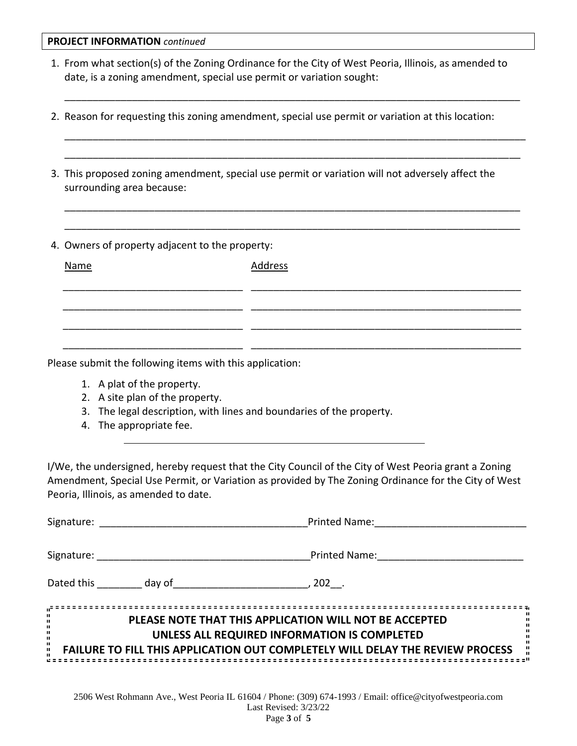**PROJECT INFORMATION** *continued*

1. From what section(s) of the Zoning Ordinance for the City of West Peoria, Illinois, as amended to date, is a zoning amendment, special use permit or variation sought:

   ___________________________________________________________________________________

2. Reason for requesting this zoning amendment, special use permit or variation at this location:

   ___________________________________________________________________________________

   ___________________________________________________________________________________

3. This proposed zoning amendment, special use permit or variation will not adversely affect the surrounding area because:

   ___________________________________________________________________________________

   ___________________________________________________________________________________

4. Owners of property adjacent to the property:

| Name | Address |
| --- | --- |
| ______________________________ | ______________________________________________ |
| ______________________________ | ______________________________________________ |
| ______________________________ | ______________________________________________ |
| ______________________________ | ______________________________________________ |

Please submit the following items with this application:

1. A plat of the property.
2. A site plan of the property.
3. The legal description, with lines and boundaries of the property.
4. The appropriate fee.

---

I/We, the undersigned, hereby request that the City Council of the City of West Peoria grant a Zoning Amendment, Special Use Permit, or Variation as provided by The Zoning Ordinance for the City of West Peoria, Illinois, as amended to date.

Signature: _____________________________________Printed Name:___________________________

Signature: ______________________________________Printed Name:__________________________

Dated this ________ day of________________________, 202__.

**PLEASE NOTE THAT THIS APPLICATION WILL NOT BE ACCEPTED**
**UNLESS ALL REQUIRED INFORMATION IS COMPLETED**
**FAILURE TO FILL THIS APPLICATION OUT COMPLETELY WILL DELAY THE REVIEW PROCESS**

2506 West Rohmann Ave., West Peoria IL 61604 / Phone: (309) 674-1993 / Email: office@cityofwestpeoria.com
Last Revised: 3/23/22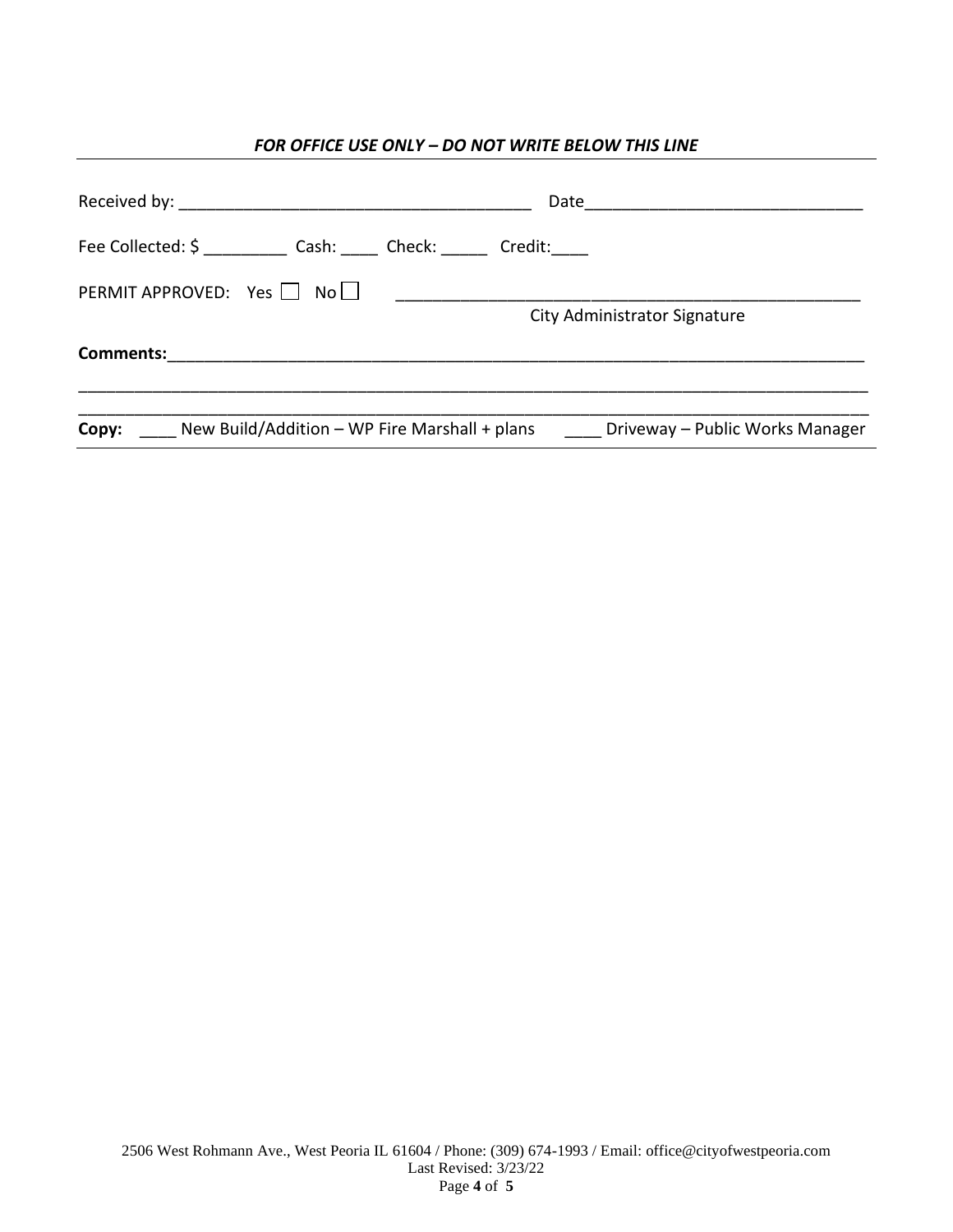*FOR OFFICE USE ONLY – DO NOT WRITE BELOW THIS LINE*

---

Received by: _______________________________________ Date______________________________

Fee Collected: $ _________ Cash: ____ Check: _____ Credit:____

PERMIT APPROVED: Yes ☐ No ☐ ____________________________________________________
City Administrator Signature

**Comments:**_______________________________________________________________________________

_________________________________________________________________________________________

_________________________________________________________________________________________

**Copy:** ____ New Build/Addition – WP Fire Marshall + plans ____ Driveway – Public Works Manager

---

2506 West Rohmann Ave., West Peoria IL 61604 / Phone: (309) 674-1993 / Email: office@cityofwestpeoria.com
Last Revised: 3/23/22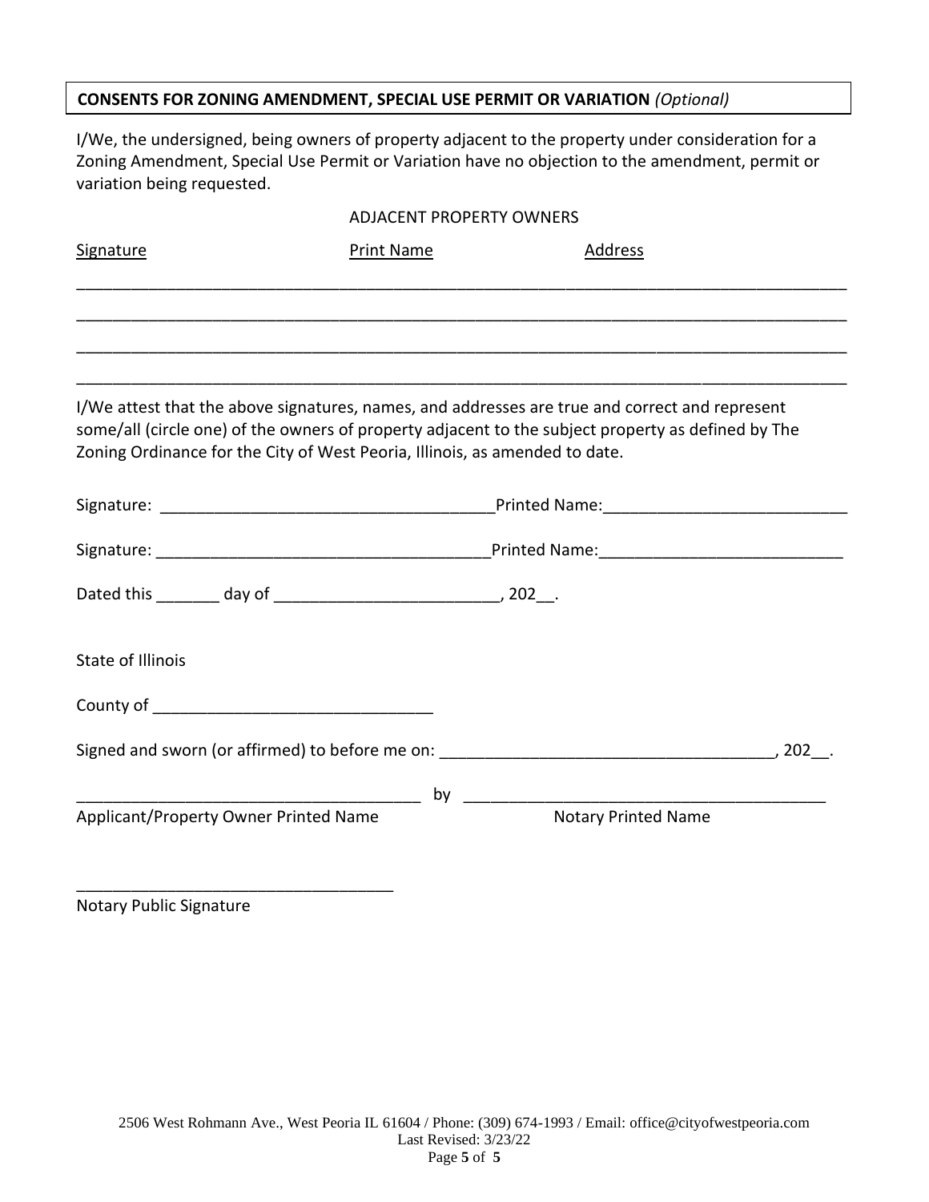**CONSENTS FOR ZONING AMENDMENT, SPECIAL USE PERMIT OR VARIATION** *(Optional)*

I/We, the undersigned, being owners of property adjacent to the property under consideration for a Zoning Amendment, Special Use Permit or Variation have no objection to the amendment, permit or variation being requested.

ADJACENT PROPERTY OWNERS

| Signature | Print Name | Address |
|---|---|---|
| | | |
| | | |
| | | |
| | | |

I/We attest that the above signatures, names, and addresses are true and correct and represent some/all (circle one) of the owners of property adjacent to the subject property as defined by The Zoning Ordinance for the City of West Peoria, Illinois, as amended to date.

Signature: ____________________________________Printed Name:___________________________

Signature: ____________________________________Printed Name:___________________________

Dated this _______ day of _________________________, 202__.

State of Illinois

County of _______________________________

Signed and sworn (or affirmed) to before me on: _____________________________________, 202__.

______________________________________ by ________________________________________

Applicant/Property Owner Printed Name — Notary Printed Name

___________________________________

Notary Public Signature

2506 West Rohmann Ave., West Peoria IL 61604 / Phone: (309) 674-1993 / Email: office@cityofwestpeoria.com
Last Revised: 3/23/22